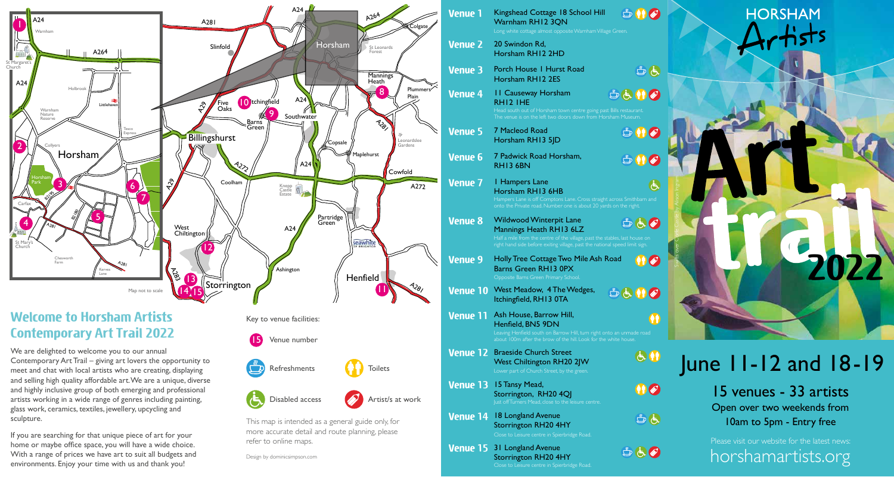# Horsham Artists Art trail 2022

## June 11-12 and 18-19

15 venues - 33 artists

Open over two weekends from 10am to 5pm - Entry free

Please visit our website for the latest news: horshamartists.org

## Welcome to Horsham Artists Contemporary Art Trail 2022

We are delighted to welcome you to our annual Contemporary Art Trail – giving art lovers the opportunity to meet and chat with local artists who are creating, displaying and selling high quality affordable art. We are a unique, diverse and highly inclusive group of both emerging and professional artists working in a wide range of genres including painting, glass work, ceramics, textiles, jewellery, upcycling and sculpture.

If you are searching for that unique piece of art for your home or maybe office space, you will have a wide choice. With a range of prices we have art to suit all budgets and environments. Enjoy your time with us and thank you!

Key to venue facilities:

- Venue number
- Refreshments
- Toilets
- Disabled access
- Artist/s at work

This map is intended as a general guide only, for more accurate detail and route planning, please refer to online maps.

Map not to scale

Design by dominicsimpson.com

| Venue | Address | Refreshments | Disabled access | Toilets | Artist/s at work |
|---|---|---|---|---|---|
| Venue 1 | Kingshead Cottage 18 School Hill Warnham RH12 3QN. Long white cottage almost opposite Warnham Village Green. | ✓ | | ✓ | ✓ |
| Venue 2 | 20 Swindon Rd, Horsham RH12 2HD | | | | |
| Venue 3 | Porch House 1 Hurst Road Horsham RH12 2ES | ✓ | ✓ | | |
| Venue 4 | 11 Causeway Horsham RH12 1HE. Head south out of Horsham town centre going past Bills restaurant. The venue is on the left two doors down from Horsham Museum. | ✓ | ✓ | ✓ | ✓ |
| Venue 5 | 7 Macleod Road Horsham RH13 5JD | ✓ | | ✓ | ✓ |
| Venue 6 | 7 Padwick Road Horsham, RH13 6BN | ✓ | | ✓ | ✓ |
| Venue 7 | 1 Hampers Lane Horsham RH13 6HB. Hampers Lane is off Comptons Lane. Cross straight across Smithbarn and onto the Private road. Number one is about 20 yards on the right. | | ✓ | | |
| Venue 8 | Wildwood Winterpit Lane Mannings Heath RH13 6LZ. Half a mile from the centre of the village, past the stables, last house on right hand side before exiting village, past the national speed limit sign. | ✓ | ✓ | | ✓ |
| Venue 9 | Holly Tree Cottage Two Mile Ash Road Barns Green RH13 0PX. Opposite Barns Green Primary School. | | | ✓ | ✓ |
| Venue 10 | West Meadow, 4 The Wedges, Itchingfield, RH13 0TA | ✓ | ✓ | ✓ | ✓ |
| Venue 11 | Ash House, Barrow Hill, Henfield, BN5 9DN. Leaving Henfield south on Barrow Hill, turn right onto an unmade road about 100m after the brow of the hill. Look for the white house. | | | ✓ | |
| Venue 12 | Braeside Church Street West Chiltington RH20 2JW. Lower part of Church Street, by the green. | | ✓ | ✓ | |
| Venue 13 | 15 Tansy Mead, Storrington, RH20 4QJ. Just off Turners Mead, close to the leisure centre. | | | ✓ | ✓ |
| Venue 14 | 18 Longland Avenue Storrington RH20 4HY. Close to Leisure centre in Spierbridge Road. | ✓ | ✓ | | |
| Venue 15 | 31 Longland Avenue Storrington RH20 4HY. Close to Leisure centre in Spierbridge Road. | ✓ | ✓ | | ✓ |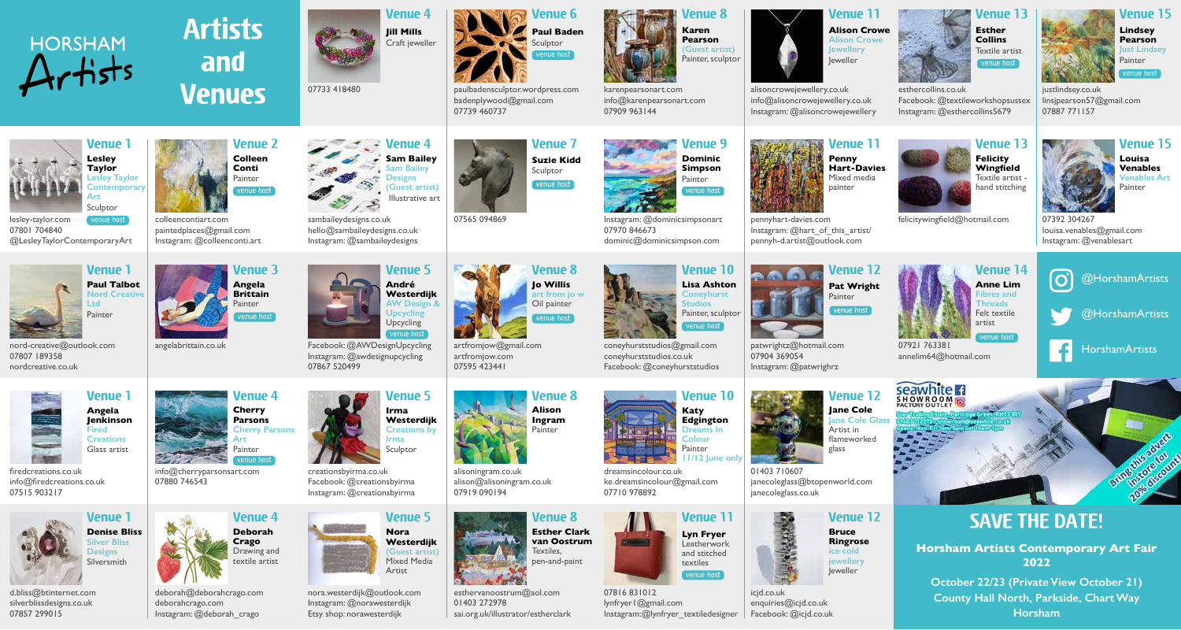# HORSHAM Artists

# Artists and Venues

### Venue 4
**Jill Mills**
Craft jeweller

07733 418480

### Venue 6
**Paul Baden**
Sculptor
venue host

paulbadensculptor.wordpress.com
badenplywood@gmail.com
07739 460737

### Venue 8
**Karen Pearson**
(Guest artist)
Painter, sculptor

karenpearsonart.com
info@karenpearsonart.com
07909 963144

### Venue 11
**Alison Crowe**
Alison Crowe Jewellery
Jeweller

alisoncrowejewellery.co.uk
info@alisoncrowejewellery.co.uk
Instagram: @alisoncrowejewellery

### Venue 13
**Esther Collins**
Textile artist
venue host

esthercollins.co.uk
Facebook: @textileworkshopsussex
Instagram: @esthercollins5679

### Venue 15
**Lindsey Pearson**
Just Lindsey
Painter
venue host

justlindsey.co.uk
linsjpearson57@gmail.com
07887 771157

### Venue 1
**Lesley Taylor**
Lesley Taylor Contemporary Art
Sculptor
venue host

lesley-taylor.com
07801 704840
@LesleyTaylorContemporaryArt

### Venue 2
**Colleen Conti**
Painter
venue host

colleencontiart.com
paintedplaces@gmail.com
Instagram: @colleenconti.art

### Venue 4
**Sam Bailey**
Sam Bailey Designs
(Guest artist)
Illustrative art

sambaileydesigns.co.uk
hello@sambaileydesigns.co.uk
Instagram: @sambaileydesigns

### Venue 7
**Suzie Kidd**
Sculptor
venue host

07565 094869

### Venue 9
**Dominic Simpson**
Painter
venue host

Instagram: @dominicsimpsonart
07970 846673
dominic@dominicsimpson.com

### Venue 11
**Penny Hart-Davies**
Mixed media painter

pennyhart-davies.com
Instagram: @hart_of_this_artist/
pennyh-d.artist@outlook.com

### Venue 13
**Felicity Wingfield**
Textile artist - hand stitching

felicitywingfield@hotmail.com

### Venue 15
**Louisa Venables**
Venables Art
Painter

07392 304267
louisa.venables@gmail.com
Instagram: @venablesart

### Venue 1
**Paul Talbot**
Nord Creative Ltd
Painter

nord-creative@outlook.com
07807 189358
nordcreative.co.uk

### Venue 3
**Angela Brittain**
Painter
venue host

angelabrittain.co.uk

### Venue 5
**André Westerdijk**
AW Design & Upcycling
Upcycling
venue host

Facebook: @AWDesignUpcycling
Instagram: @awdesignupcycling
07867 520499

### Venue 8
**Jo Willis**
art from jo w
Oil painter
venue host

artfromjow@gmail.com
artfromjow.com
07595 423441

### Venue 10
**Lisa Ashton**
Coneyhurst Studios
Painter, sculptor
venue host

coneyhurststudios@gmail.com
coneyhurststudios.co.uk
Facebook: @coneyhurststudios

### Venue 12
**Pat Wright**
Painter
venue host

patwrightz@hotmail.com
07904 369054
Instagram: @patwrighrz

### Venue 14
**Anne Lim**
Fibres and Threads
Felt textile artist
venue host

07921 763381
annelim64@hotmail.com

@HorshamArtists

@HorshamArtists

HorshamArtists

### Venue 1
**Angela Jenkinson**
Fired Creations
Glass artist

firedcreations.co.uk
info@firedcreations.co.uk
07515 903217

### Venue 4
**Cherry Parsons**
Cherry Parsons Art
Painter
venue host

info@cherryparsonsart.com
07880 746543

### Venue 5
**Irma Westerdijk**
Creations by Irma
Sculptor

creationsbyirma.co.uk
Facebook: @creationsbyirma
Instagram: @creationsbyirma

### Venue 8
**Alison Ingram**
Painter

alisoningram.co.uk
alison@alisoningram.co.uk
07919 090194

### Venue 10
**Katy Edgington**
Dreams In Colour
Painter
11/12 June only

dreamsincolour.co.uk
ke.dreamsincolour@gmail.com
07710 978892

### Venue 12
**Jane Cole**
Jane Cole Glass
Artist in flameworked glass

01403 710607
janecoleglass@btopenworld.com
janecoleglass.co.uk

seawhite SHOWROOM FACTORY OUTLET

Star Trading Estate, Partridge Green, RH13 8RY
01403 712270 showroom@seawhite.co.uk
Open: Mon-Fri 9am-5pm Sat 10am-1pm

Bring this advert instore for 20% discount!

### Venue 1
**Denise Bliss**
Silver Bliss Designs
Silversmith

d.bliss@btinternet.com
silverblissdesigns.co.uk
07857 299015

### Venue 4
**Deborah Crago**
Drawing and textile artist

deborah@deborahcrago.com
deborahcrago.com
Instagram: @deborah_crago

### Venue 5
**Nora Westerdijk**
(Guest artist)
Mixed Media Artist

nora.westerdijk@outlook.com
Instagram: @norawesterdijk
Etsy shop: norawesterdijk

### Venue 8
**Esther Clark van Oostrum**
Textiles, pen-and-paint

esthervanoostrum@aol.com
01403 272978
sai.org.uk/illustrator/estherclark

### Venue 11
**Lyn Fryer**
Leatherwork and stitched textiles
venue host

07816 831012
lynfryer1@gmail.com
Instagram:@lynfryer_textiledesigner

### Venue 12
**Bruce Ringrose**
ice cold jewellery
Jeweller

icjd.co.uk
enquiries@icjd.co.uk
Facebook: @icjd.co.uk

## SAVE THE DATE!

**Horsham Artists Contemporary Art Fair 2022**

**October 22/23 (Private View October 21)**
**County Hall North, Parkside, Chart Way Horsham**